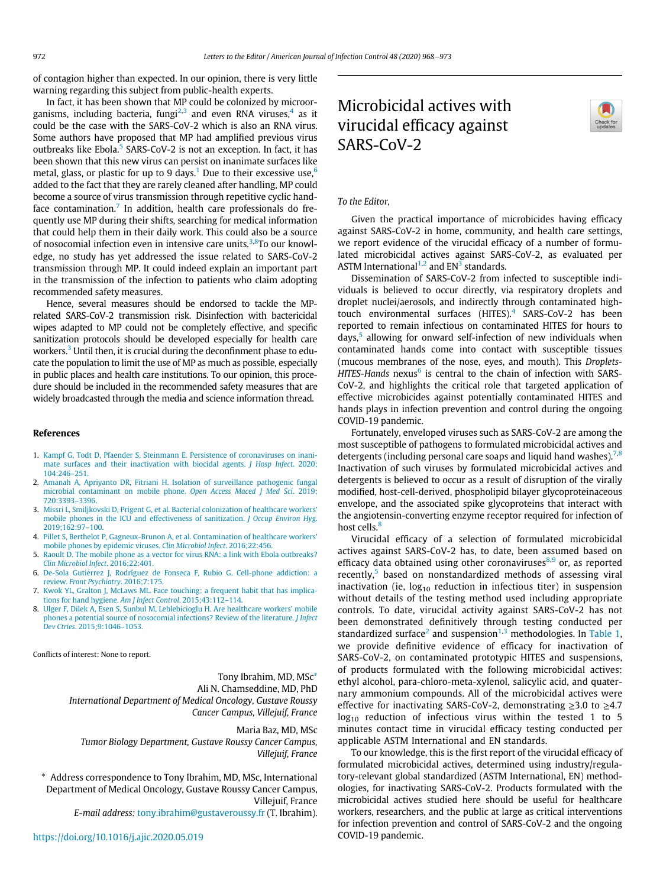of contagion higher than expected. In our opinion, there is very little warning regarding this subject from public-health experts.

In fact, it has been shown that MP could be colonized by microorganisms, including bacteria, fungi[2,3] and even RNA viruses,[4] as it could be the case with the SARS-CoV-2 which is also an RNA virus. Some authors have proposed that MP had amplified previous virus outbreaks like Ebola.[5] SARS-CoV-2 is not an exception. In fact, it has been shown that this new virus can persist on inanimate surfaces like metal, glass, or plastic for up to 9 days.[1] Due to their excessive use,[6] added to the fact that they are rarely cleaned after handling, MP could become a source of virus transmission through repetitive cyclic hand-face contamination.[7] In addition, health care professionals do frequently use MP during their shifts, searching for medical information that could help them in their daily work. This could also be a source of nosocomial infection even in intensive care units.[3,8]To our knowledge, no study has yet addressed the issue related to SARS-CoV-2 transmission through MP. It could indeed explain an important part in the transmission of the infection to patients who claim adopting recommended safety measures.

Hence, several measures should be endorsed to tackle the MP-related SARS-CoV-2 transmission risk. Disinfection with bactericidal wipes adapted to MP could not be completely effective, and specific sanitization protocols should be developed especially for health care workers.[3] Until then, it is crucial during the deconfinment phase to educate the population to limit the use of MP as much as possible, especially in public places and health care institutions. To our opinion, this procedure should be included in the recommended safety measures that are widely broadcasted through the media and science information thread.

## References

1. Kampf G, Todt D, Pfaender S, Steinmann E. Persistence of coronaviruses on inanimate surfaces and their inactivation with biocidal agents. *J Hosp Infect*. 2020; 104:246–251.
2. Amanah A, Apriyanto DR, Fitriani H. Isolation of surveillance pathogenic fungal microbial contaminant on mobile phone. *Open Access Maced J Med Sci*. 2019; 720:3393–3396.
3. Missri L, Smiljkovski D, Prigent G, et al. Bacterial colonization of healthcare workers' mobile phones in the ICU and effectiveness of sanitization. *J Occup Environ Hyg*. 2019;162:97–100.
4. Pillet S, Berthelot P, Gagneux-Brunon A, et al. Contamination of healthcare workers' mobile phones by epidemic viruses. *Clin Microbiol Infect*. 2016;22:456.
5. Raoult D. The mobile phone as a vector for virus RNA: a link with Ebola outbreaks? *Clin Microbiol Infect*. 2016;22:401.
6. De-Sola Gutiérrez J, Rodríguez de Fonseca F, Rubio G. Cell-phone addiction: a review. *Front Psychiatry*. 2016;7:175.
7. Kwok YL, Gralton J, McLaws ML. Face touching: a frequent habit that has implications for hand hygiene. *Am J Infect Control*. 2015;43:112–114.
8. Ulger F, Dilek A, Esen S, Sunbul M, Leblebicioglu H. Are healthcare workers' mobile phones a potential source of nosocomial infections? Review of the literature. *J Infect Dev Ctries*. 2015;9:1046–1053.

Conflicts of interest: None to report.

Tony Ibrahim, MD, MSc*
Ali N. Chamseddine, MD, PhD
*International Department of Medical Oncology, Gustave Roussy Cancer Campus, Villejuif, France*

Maria Baz, MD, MSc
*Tumor Biology Department, Gustave Roussy Cancer Campus, Villejuif, France*

* Address correspondence to Tony Ibrahim, MD, MSc, International Department of Medical Oncology, Gustave Roussy Cancer Campus, Villejuif, France

*E-mail address:* tony.ibrahim@gustaveroussy.fr (T. Ibrahim).

https://doi.org/10.1016/j.ajic.2020.05.019

# Microbicidal actives with virucidal efficacy against SARS-CoV-2

*To the Editor,*

Given the practical importance of microbicides having efficacy against SARS-CoV-2 in home, community, and health care settings, we report evidence of the virucidal efficacy of a number of formulated microbicidal actives against SARS-CoV-2, as evaluated per ASTM International[1,2] and EN[3] standards.

Dissemination of SARS-CoV-2 from infected to susceptible individuals is believed to occur directly, via respiratory droplets and droplet nuclei/aerosols, and indirectly through contaminated high-touch environmental surfaces (HITES).[4] SARS-CoV-2 has been reported to remain infectious on contaminated HITES for hours to days,[5] allowing for onward self-infection of new individuals when contaminated hands come into contact with susceptible tissues (mucous membranes of the nose, eyes, and mouth). This *Droplets-HITES-Hands* nexus[6] is central to the chain of infection with SARS-CoV-2, and highlights the critical role that targeted application of effective microbicides against potentially contaminated HITES and hands plays in infection prevention and control during the ongoing COVID-19 pandemic.

Fortunately, enveloped viruses such as SARS-CoV-2 are among the most susceptible of pathogens to formulated microbicidal actives and detergents (including personal care soaps and liquid hand washes).[7,8] Inactivation of such viruses by formulated microbicidal actives and detergents is believed to occur as a result of disruption of the virally modified, host-cell-derived, phospholipid bilayer glycoproteinaceous envelope, and the associated spike glycoproteins that interact with the angiotensin-converting enzyme receptor required for infection of host cells.[8]

Virucidal efficacy of a selection of formulated microbicidal actives against SARS-CoV-2 has, to date, been assumed based on efficacy data obtained using other coronaviruses[8,9] or, as reported recently,[5] based on nonstandardized methods of assessing viral inactivation (ie, $\log_{10}$ reduction in infectious titer) in suspension without details of the testing method used including appropriate controls. To date, virucidal activity against SARS-CoV-2 has not been demonstrated definitively through testing conducted per standardized surface[2] and suspension[1,3] methodologies. In Table 1, we provide definitive evidence of efficacy for inactivation of SARS-CoV-2, on contaminated prototypic HITES and suspensions, of products formulated with the following microbicidal actives: ethyl alcohol, para-chloro-meta-xylenol, salicylic acid, and quaternary ammonium compounds. All of the microbicidal actives were effective for inactivating SARS-CoV-2, demonstrating $\geq$3.0 to $\geq$4.7 $\log_{10}$ reduction of infectious virus within the tested 1 to 5 minutes contact time in virucidal efficacy testing conducted per applicable ASTM International and EN standards.

To our knowledge, this is the first report of the virucidal efficacy of formulated microbicidal actives, determined using industry/regulatory-relevant global standardized (ASTM International, EN) methodologies, for inactivating SARS-CoV-2. Products formulated with the microbicidal actives studied here should be useful for healthcare workers, researchers, and the public at large as critical interventions for infection prevention and control of SARS-CoV-2 and the ongoing COVID-19 pandemic.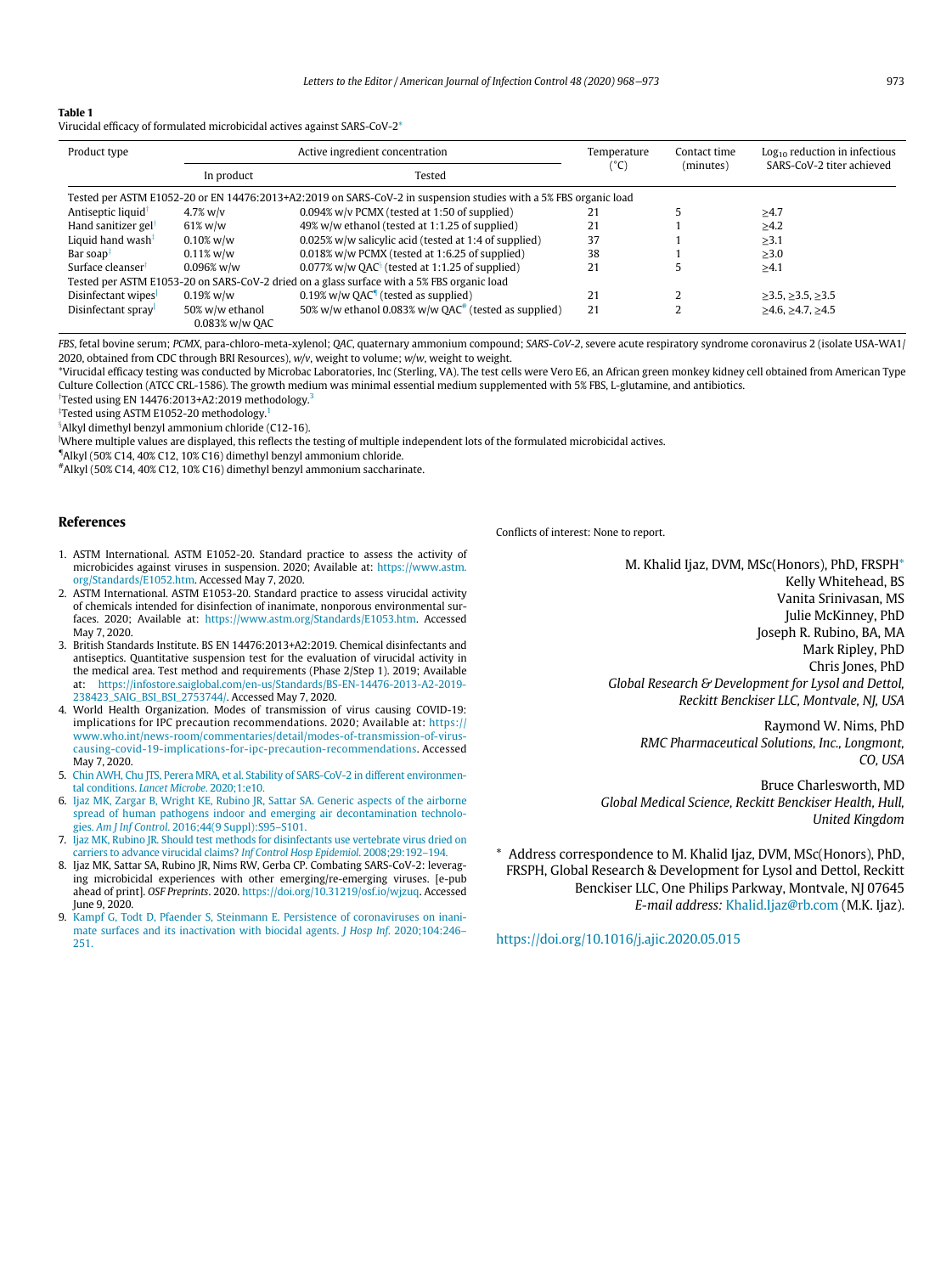**Table 1**
Virucidal efficacy of formulated microbicidal actives against SARS-CoV-2*

| Product type | Active ingredient concentration | | Temperature (°C) | Contact time (minutes) | $Log_{10}$ reduction in infectious SARS-CoV-2 titer achieved |
|---|---|---|---|---|---|
| | In product | Tested | | | |
| Tested per ASTM E1052-20 or EN 14476:2013+A2:2019 on SARS-CoV-2 in suspension studies with a 5% FBS organic load | | | | | |
| Antiseptic liquid[†] | 4.7% w/v | 0.094% w/v PCMX (tested at 1:50 of supplied) | 21 | 5 | ≥4.7 |
| Hand sanitizer gel[†] | 61% w/w | 49% w/w ethanol (tested at 1:1.25 of supplied) | 21 | 1 | ≥4.2 |
| Liquid hand wash[†] | 0.10% w/w | 0.025% w/w salicylic acid (tested at 1:4 of supplied) | 37 | 1 | ≥3.1 |
| Bar soap[‡] | 0.11% w/w | 0.018% w/w PCMX (tested at 1:6.25 of supplied) | 38 | 1 | ≥3.0 |
| Surface cleanser[†] | 0.096% w/w | 0.077% w/w QAC[§] (tested at 1:1.25 of supplied) | 21 | 5 | ≥4.1 |
| Tested per ASTM E1053-20 on SARS-CoV-2 dried on a glass surface with a 5% FBS organic load | | | | | |
| Disinfectant wipes[‖] | 0.19% w/w | 0.19% w/w QAC[¶] (tested as supplied) | 21 | 2 | ≥3.5, ≥3.5, ≥3.5 |
| Disinfectant spray[‖] | 50% w/w ethanol 0.083% w/w QAC | 50% w/w ethanol 0.083% w/w QAC[#] (tested as supplied) | 21 | 2 | ≥4.6, ≥4.7, ≥4.5 |

*FBS*, fetal bovine serum; *PCMX*, para-chloro-meta-xylenol; *QAC*, quaternary ammonium compound; *SARS-CoV-2*, severe acute respiratory syndrome coronavirus 2 (isolate USA-WA1/2020, obtained from CDC through BRI Resources), *w/v*, weight to volume; *w/w*, weight to weight.

*Virucidal efficacy testing was conducted by Microbac Laboratories, Inc (Sterling, VA). The test cells were Vero E6, an African green monkey kidney cell obtained from American Type Culture Collection (ATCC CRL-1586). The growth medium was minimal essential medium supplemented with 5% FBS, L-glutamine, and antibiotics.

[†]Tested using EN 14476:2013+A2:2019 methodology.[3]

[‡]Tested using ASTM E1052-20 methodology.[1]

[§]Alkyl dimethyl benzyl ammonium chloride (C12-16).

[‖]Where multiple values are displayed, this reflects the testing of multiple independent lots of the formulated microbicidal actives.

[¶]Alkyl (50% C14, 40% C12, 10% C16) dimethyl benzyl ammonium chloride.

[#]Alkyl (50% C14, 40% C12, 10% C16) dimethyl benzyl ammonium saccharinate.

## References

1. ASTM International. ASTM E1052-20. Standard practice to assess the activity of microbicides against viruses in suspension. 2020; Available at: https://www.astm.org/Standards/E1052.htm. Accessed May 7, 2020.
2. ASTM International. ASTM E1053-20. Standard practice to assess virucidal activity of chemicals intended for disinfection of inanimate, nonporous environmental surfaces. 2020; Available at: https://www.astm.org/Standards/E1053.htm. Accessed May 7, 2020.
3. British Standards Institute. BS EN 14476:2013+A2:2019. Chemical disinfectants and antiseptics. Quantitative suspension test for the evaluation of virucidal activity in the medical area. Test method and requirements (Phase 2/Step 1). 2019; Available at: https://infostore.saiglobal.com/en-us/Standards/BS-EN-14476-2013-A2-2019-238423_SAIG_BSI_BSI_2753744/. Accessed May 7, 2020.
4. World Health Organization. Modes of transmission of virus causing COVID-19: implications for IPC precaution recommendations. 2020; Available at: https://www.who.int/news-room/commentaries/detail/modes-of-transmission-of-virus-causing-covid-19-implications-for-ipc-precaution-recommendations. Accessed May 7, 2020.
5. Chin AWH, Chu JTS, Perera MRA, et al. Stability of SARS-CoV-2 in different environmental conditions. *Lancet Microbe*. 2020;1:e10.
6. Ijaz MK, Zargar B, Wright KE, Rubino JR, Sattar SA. Generic aspects of the airborne spread of human pathogens indoor and emerging air decontamination technologies. *Am J Inf Control*. 2016;44(9 Suppl):S95–S101.
7. Ijaz MK, Rubino JR. Should test methods for disinfectants use vertebrate virus dried on carriers to advance virucidal claims? *Inf Control Hosp Epidemiol*. 2008;29:192–194.
8. Ijaz MK, Sattar SA, Rubino JR, Nims RW, Gerba CP. Combating SARS-CoV-2: leveraging microbicidal experiences with other emerging/re-emerging viruses. [e-pub ahead of print]. *OSF Preprints*. 2020. https://doi.org/10.31219/osf.io/wjzuq. Accessed June 9, 2020.
9. Kampf G, Todt D, Pfaender S, Steinmann E. Persistence of coronaviruses on inanimate surfaces and its inactivation with biocidal agents. *J Hosp Inf*. 2020;104:246–251.

Conflicts of interest: None to report.

M. Khalid Ijaz, DVM, MSc(Honors), PhD, FRSPH*
Kelly Whitehead, BS
Vanita Srinivasan, MS
Julie McKinney, PhD
Joseph R. Rubino, BA, MA
Mark Ripley, PhD
Chris Jones, PhD
*Global Research & Development for Lysol and Dettol, Reckitt Benckiser LLC, Montvale, NJ, USA*

Raymond W. Nims, PhD
*RMC Pharmaceutical Solutions, Inc., Longmont, CO, USA*

Bruce Charlesworth, MD
*Global Medical Science, Reckitt Benckiser Health, Hull, United Kingdom*

* Address correspondence to M. Khalid Ijaz, DVM, MSc(Honors), PhD, FRSPH, Global Research & Development for Lysol and Dettol, Reckitt Benckiser LLC, One Philips Parkway, Montvale, NJ 07645
*E-mail address:* Khalid.Ijaz@rb.com (M.K. Ijaz).

https://doi.org/10.1016/j.ajic.2020.05.015